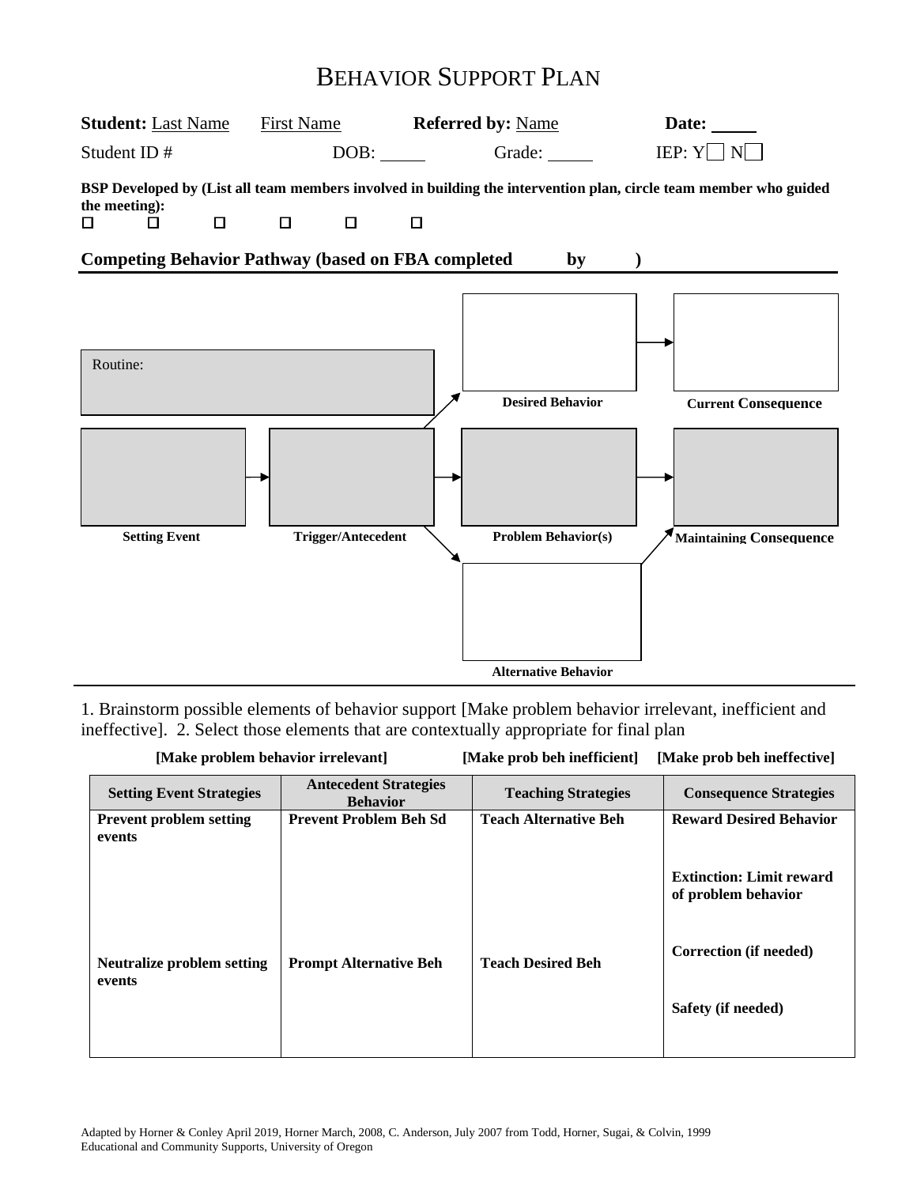# BEHAVIOR SUPPORT PLAN

**Student:** Last Name  First Name  **Referred by:** Name  **Date:** _____

Student ID #  DOB: _____  Grade: _____  IEP: Y☐ N☐

**BSP Developed by (List all team members involved in building the intervention plan, circle team member who guided the meeting):**

☐ ☐ ☐ ☐ ☐ ☐

**Competing Behavior Pathway (based on FBA completed by )**

Routine:

Setting Event → Trigger/Antecedent → Problem Behavior(s) → Maintaining Consequence

Trigger/Antecedent → Desired Behavior → Current Consequence

Trigger/Antecedent → Alternative Behavior → Maintaining Consequence

1. Brainstorm possible elements of behavior support [Make problem behavior irrelevant, inefficient and ineffective]. 2. Select those elements that are contextually appropriate for final plan

**[Make problem behavior irrelevant]** **[Make prob beh inefficient]** **[Make prob beh ineffective]**

| Setting Event Strategies | Antecedent Strategies Behavior | Teaching Strategies | Consequence Strategies |
|---|---|---|---|
| **Prevent problem setting events** | **Prevent Problem Beh Sd** | **Teach Alternative Beh** | **Reward Desired Behavior** |
| | | | **Extinction: Limit reward of problem behavior** |
| **Neutralize problem setting events** | **Prompt Alternative Beh** | **Teach Desired Beh** | **Correction (if needed)** |
| | | | **Safety (if needed)** |

Adapted by Horner & Conley April 2019, Horner March, 2008, C. Anderson, July 2007 from Todd, Horner, Sugai, & Colvin, 1999
Educational and Community Supports, University of Oregon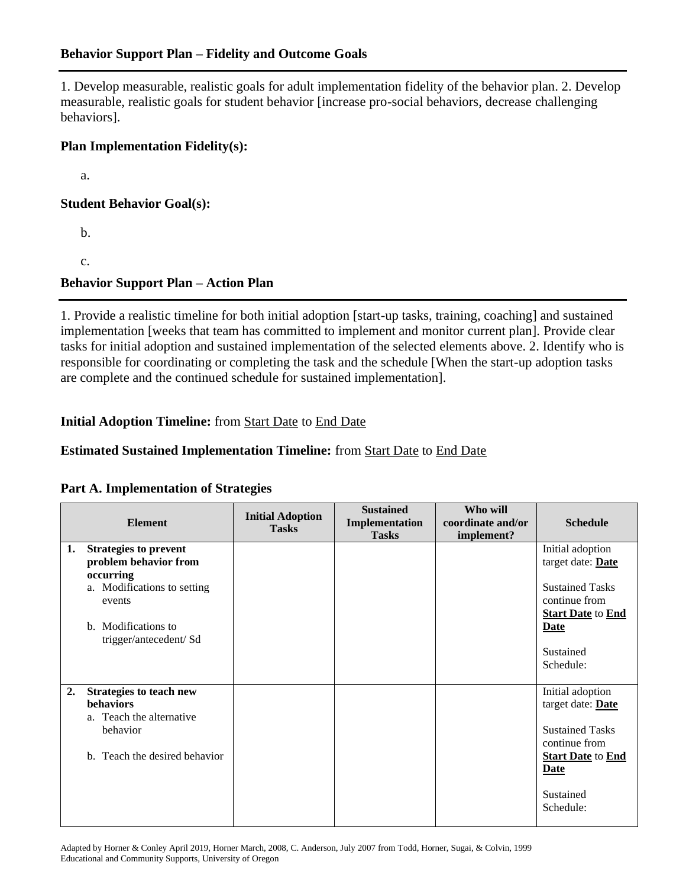## Behavior Support Plan – Fidelity and Outcome Goals

1. Develop measurable, realistic goals for adult implementation fidelity of the behavior plan. 2. Develop measurable, realistic goals for student behavior [increase pro-social behaviors, decrease challenging behaviors].

**Plan Implementation Fidelity(s):**

a.

**Student Behavior Goal(s):**

b.

c.

## Behavior Support Plan – Action Plan

1. Provide a realistic timeline for both initial adoption [start-up tasks, training, coaching] and sustained implementation [weeks that team has committed to implement and monitor current plan]. Provide clear tasks for initial adoption and sustained implementation of the selected elements above. 2. Identify who is responsible for coordinating or completing the task and the schedule [When the start-up adoption tasks are complete and the continued schedule for sustained implementation].

**Initial Adoption Timeline:** from Start Date to End Date

**Estimated Sustained Implementation Timeline:** from Start Date to End Date

### Part A. Implementation of Strategies

| Element | Initial Adoption Tasks | Sustained Implementation Tasks | Who will coordinate and/or implement? | Schedule |
|---|---|---|---|---|
| **1. Strategies to prevent problem behavior from occurring**<br>a. Modifications to setting events<br><br>b. Modifications to trigger/antecedent/ Sd | | | | Initial adoption target date: **Date**<br><br>Sustained Tasks continue from **Start Date** to **End Date**<br><br>Sustained Schedule: |
| **2. Strategies to teach new behaviors**<br>a. Teach the alternative behavior<br><br>b. Teach the desired behavior | | | | Initial adoption target date: **Date**<br><br>Sustained Tasks continue from **Start Date** to **End Date**<br><br>Sustained Schedule: |

Adapted by Horner & Conley April 2019, Horner March, 2008, C. Anderson, July 2007 from Todd, Horner, Sugai, & Colvin, 1999
Educational and Community Supports, University of Oregon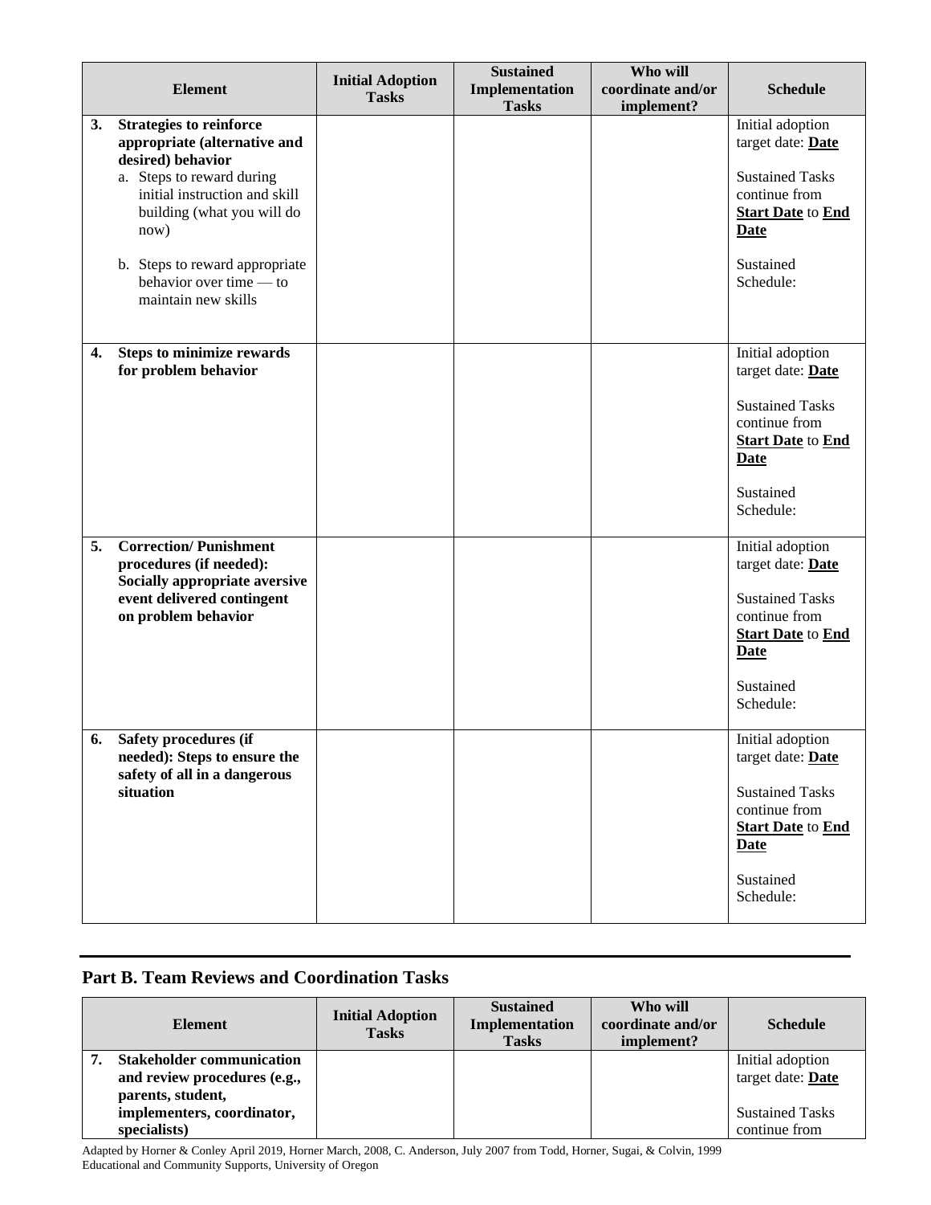| Element | Initial Adoption Tasks | Sustained Implementation Tasks | Who will coordinate and/or implement? | Schedule |
|---|---|---|---|---|
| **3. Strategies to reinforce appropriate (alternative and desired) behavior**<br>a. Steps to reward during initial instruction and skill building (what you will do now)<br>b. Steps to reward appropriate behavior over time — to maintain new skills | | | | Initial adoption target date: **Date**<br><br>Sustained Tasks continue from **Start Date** to **End Date**<br><br>Sustained Schedule: |
| **4. Steps to minimize rewards for problem behavior** | | | | Initial adoption target date: **Date**<br><br>Sustained Tasks continue from **Start Date** to **End Date**<br><br>Sustained Schedule: |
| **5. Correction/ Punishment procedures (if needed): Socially appropriate aversive event delivered contingent on problem behavior** | | | | Initial adoption target date: **Date**<br><br>Sustained Tasks continue from **Start Date** to **End Date**<br><br>Sustained Schedule: |
| **6. Safety procedures (if needed): Steps to ensure the safety of all in a dangerous situation** | | | | Initial adoption target date: **Date**<br><br>Sustained Tasks continue from **Start Date** to **End Date**<br><br>Sustained Schedule: |

## Part B. Team Reviews and Coordination Tasks

| Element | Initial Adoption Tasks | Sustained Implementation Tasks | Who will coordinate and/or implement? | Schedule |
|---|---|---|---|---|
| **7. Stakeholder communication and review procedures (e.g., parents, student, implementers, coordinator, specialists)** | | | | Initial adoption target date: **Date**<br><br>Sustained Tasks continue from |

Adapted by Horner & Conley April 2019, Horner March, 2008, C. Anderson, July 2007 from Todd, Horner, Sugai, & Colvin, 1999
Educational and Community Supports, University of Oregon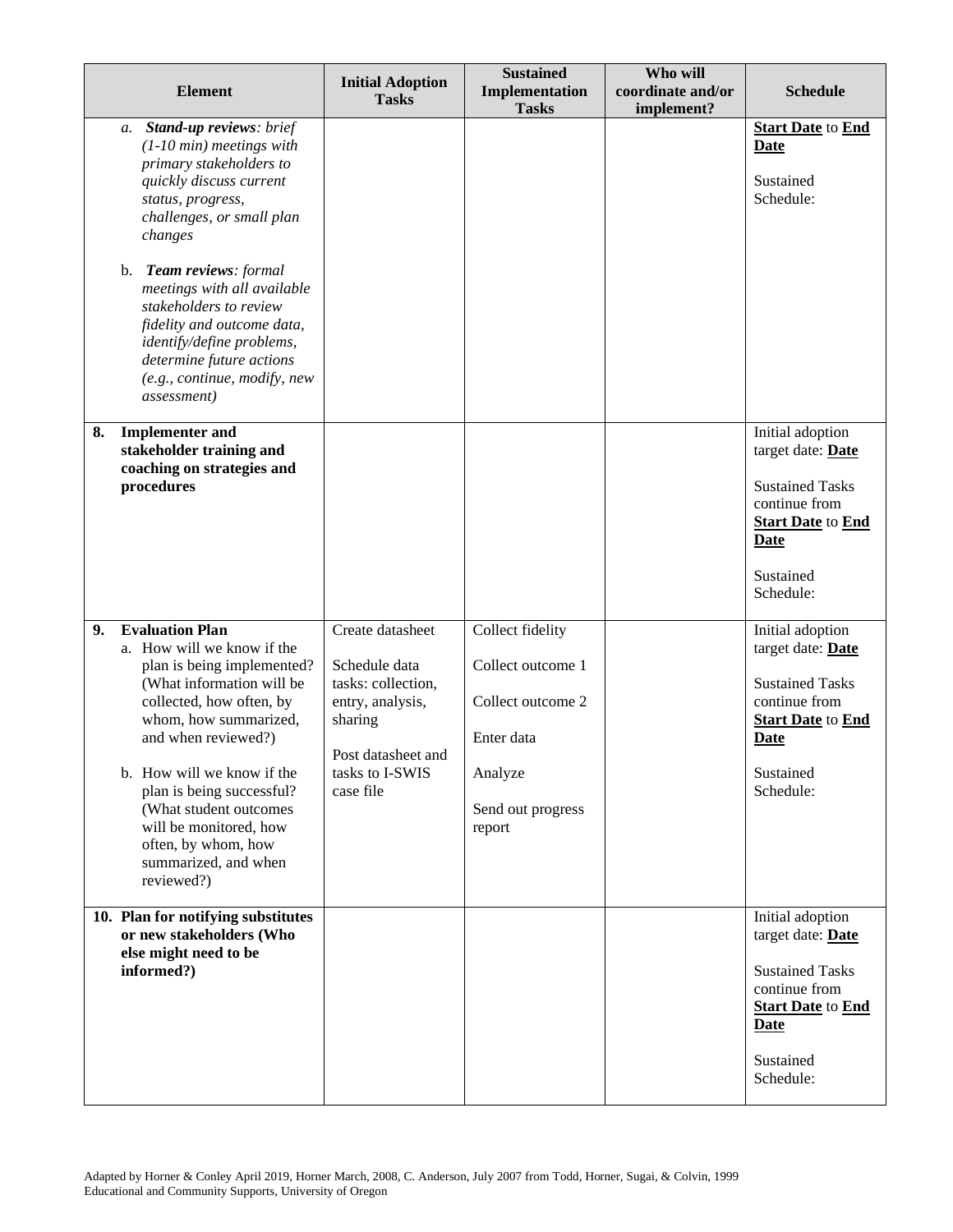| Element | Initial Adoption Tasks | Sustained Implementation Tasks | Who will coordinate and/or implement? | Schedule |
|---|---|---|---|---|
| a. ***Stand-up reviews**: brief (1-10 min) meetings with primary stakeholders to quickly discuss current status, progress, challenges, or small plan changes*<br><br>b. ***Team reviews**: formal meetings with all available stakeholders to review fidelity and outcome data, identify/define problems, determine future actions (e.g., continue, modify, new assessment)* | | | | **Start Date** to **End Date**<br><br>Sustained Schedule: |
| **8. Implementer and stakeholder training and coaching on strategies and procedures** | | | | Initial adoption target date: **Date**<br><br>Sustained Tasks continue from **Start Date** to **End Date**<br><br>Sustained Schedule: |
| **9. Evaluation Plan**<br>a. How will we know if the plan is being implemented? (What information will be collected, how often, by whom, how summarized, and when reviewed?)<br><br>b. How will we know if the plan is being successful? (What student outcomes will be monitored, how often, by whom, how summarized, and when reviewed?) | Create datasheet<br><br>Schedule data tasks: collection, entry, analysis, sharing<br><br>Post datasheet and tasks to I-SWIS case file | Collect fidelity<br><br>Collect outcome 1<br><br>Collect outcome 2<br><br>Enter data<br><br>Analyze<br><br>Send out progress report | | Initial adoption target date: **Date**<br><br>Sustained Tasks continue from **Start Date** to **End Date**<br><br>Sustained Schedule: |
| **10. Plan for notifying substitutes or new stakeholders (Who else might need to be informed?)** | | | | Initial adoption target date: **Date**<br><br>Sustained Tasks continue from **Start Date** to **End Date**<br><br>Sustained Schedule: |

Adapted by Horner & Conley April 2019, Horner March, 2008, C. Anderson, July 2007 from Todd, Horner, Sugai, & Colvin, 1999
Educational and Community Supports, University of Oregon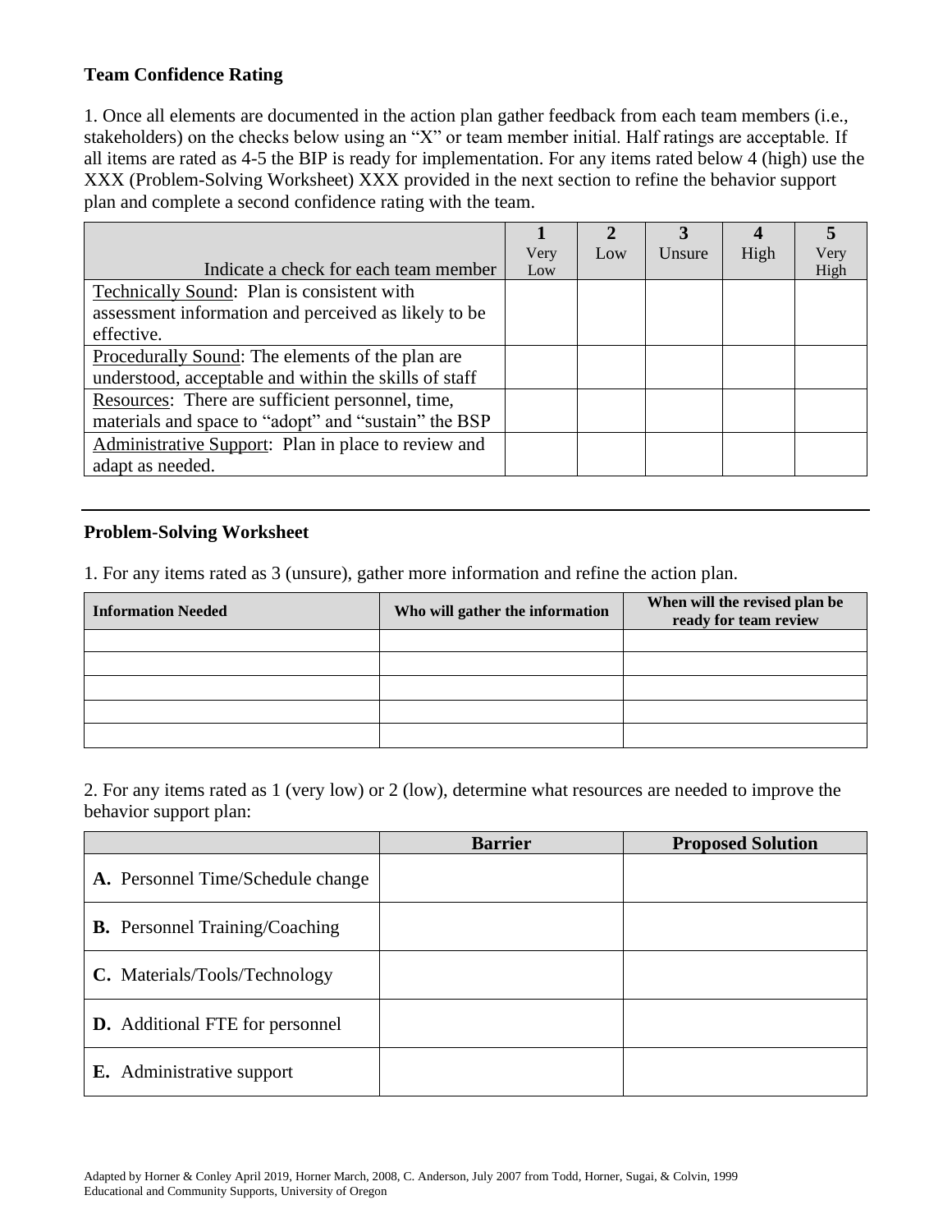**Team Confidence Rating**

1. Once all elements are documented in the action plan gather feedback from each team members (i.e., stakeholders) on the checks below using an "X" or team member initial. Half ratings are acceptable. If all items are rated as 4-5 the BIP is ready for implementation. For any items rated below 4 (high) use the XXX (Problem-Solving Worksheet) XXX provided in the next section to refine the behavior support plan and complete a second confidence rating with the team.

| Indicate a check for each team member | **1** Very Low | **2** Low | **3** Unsure | **4** High | **5** Very High |
|---|---|---|---|---|---|
| Technically Sound: Plan is consistent with assessment information and perceived as likely to be effective. | | | | | |
| Procedurally Sound: The elements of the plan are understood, acceptable and within the skills of staff | | | | | |
| Resources: There are sufficient personnel, time, materials and space to "adopt" and "sustain" the BSP | | | | | |
| Administrative Support: Plan in place to review and adapt as needed. | | | | | |

---

**Problem-Solving Worksheet**

1. For any items rated as 3 (unsure), gather more information and refine the action plan.

| Information Needed | Who will gather the information | When will the revised plan be ready for team review |
|---|---|---|
| | | |
| | | |
| | | |
| | | |
| | | |

2. For any items rated as 1 (very low) or 2 (low), determine what resources are needed to improve the behavior support plan:

| | Barrier | Proposed Solution |
|---|---|---|
| **A.** Personnel Time/Schedule change | | |
| **B.** Personnel Training/Coaching | | |
| **C.** Materials/Tools/Technology | | |
| **D.** Additional FTE for personnel | | |
| **E.** Administrative support | | |

Adapted by Horner & Conley April 2019, Horner March, 2008, C. Anderson, July 2007 from Todd, Horner, Sugai, & Colvin, 1999
Educational and Community Supports, University of Oregon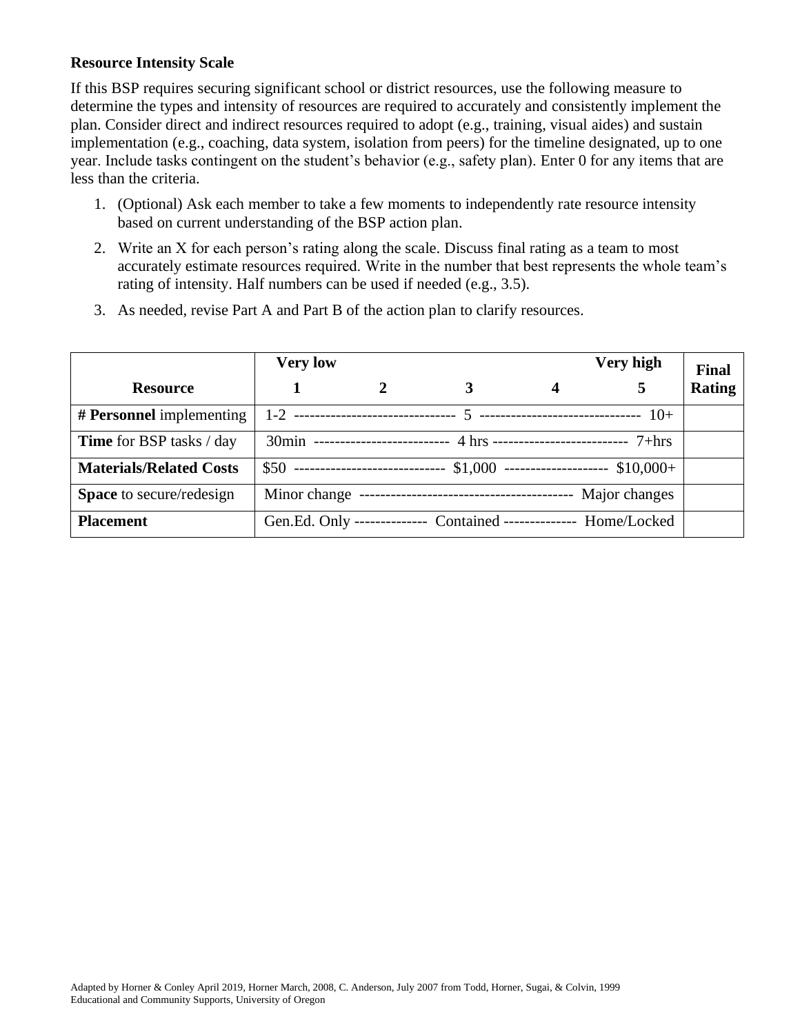**Resource Intensity Scale**

If this BSP requires securing significant school or district resources, use the following measure to determine the types and intensity of resources are required to accurately and consistently implement the plan. Consider direct and indirect resources required to adopt (e.g., training, visual aides) and sustain implementation (e.g., coaching, data system, isolation from peers) for the timeline designated, up to one year. Include tasks contingent on the student's behavior (e.g., safety plan). Enter 0 for any items that are less than the criteria.

1. (Optional) Ask each member to take a few moments to independently rate resource intensity based on current understanding of the BSP action plan.
2. Write an X for each person's rating along the scale. Discuss final rating as a team to most accurately estimate resources required. Write in the number that best represents the whole team's rating of intensity. Half numbers can be used if needed (e.g., 3.5).
3. As needed, revise Part A and Part B of the action plan to clarify resources.

| Resource | **Very low** 1 | 2 | 3 | 4 | **Very high** 5 | **Final Rating** |
|---|---|---|---|---|---|---|
| **# Personnel** implementing | 1-2 | | 5 | | 10+ | |
| **Time** for BSP tasks / day | 30min | | 4 hrs | | 7+hrs | |
| **Materials/Related Costs** | $50 | | $1,000 | | $10,000+ | |
| **Space** to secure/redesign | Minor change | | | | Major changes | |
| **Placement** | Gen.Ed. Only | | Contained | | Home/Locked | |

Adapted by Horner & Conley April 2019, Horner March, 2008, C. Anderson, July 2007 from Todd, Horner, Sugai, & Colvin, 1999
Educational and Community Supports, University of Oregon